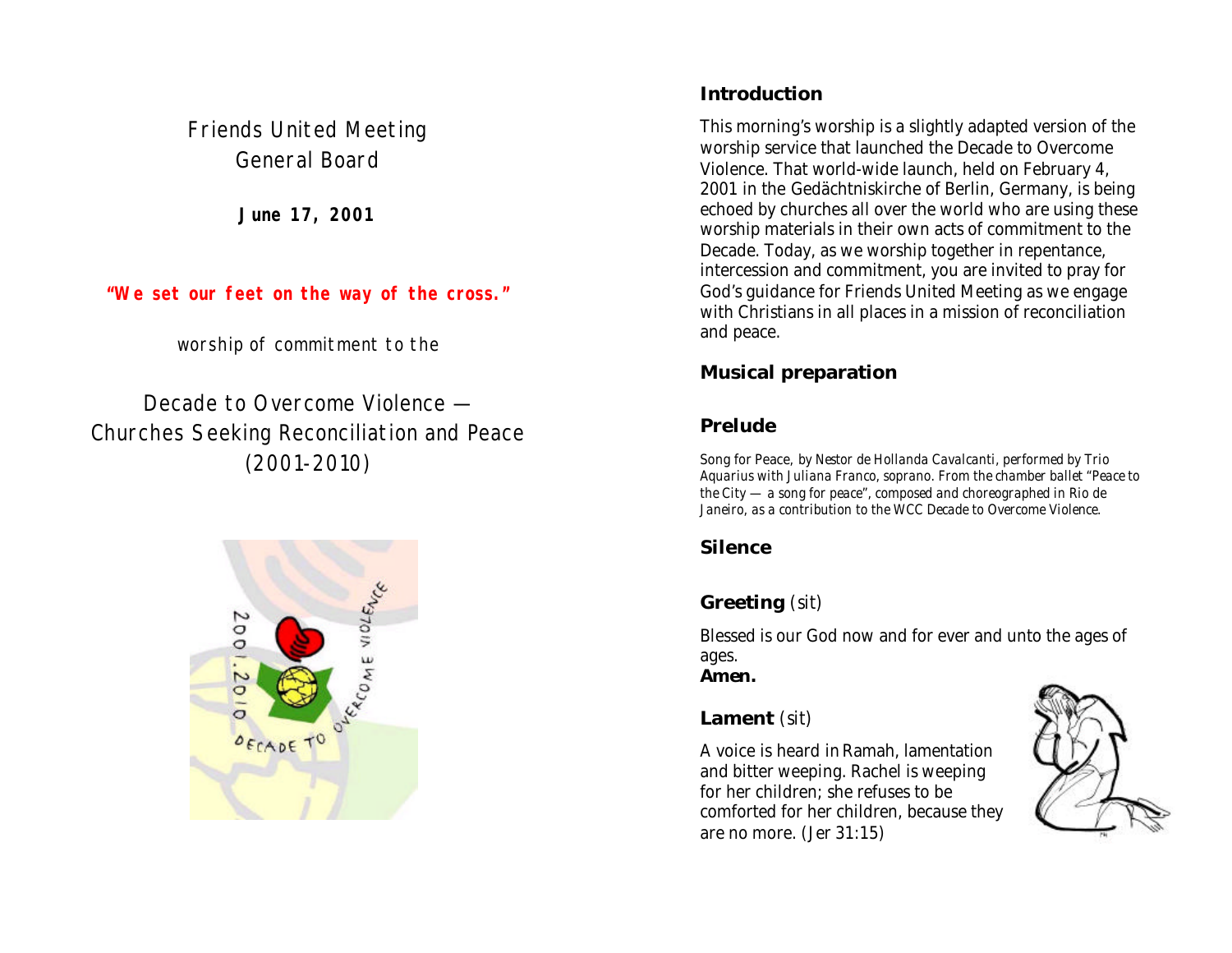Friends United Meeting
General Board

**June 17, 2001**

**"We set our feet on the way of the cross."**

*worship of commitment to the*

# Decade to Overcome Violence — Churches Seeking Reconciliation and Peace (2001-2010)

## Introduction

This morning's worship is a slightly adapted version of the worship service that launched the Decade to Overcome Violence. That world-wide launch, held on February 4, 2001 in the Gedächtniskirche of Berlin, Germany, is being echoed by churches all over the world who are using these worship materials in their own acts of commitment to the Decade. Today, as we worship together in repentance, intercession and commitment, you are invited to pray for God's guidance for Friends United Meeting as we engage with Christians in all places in a mission of reconciliation and peace.

## Musical preparation

## Prelude

*Song for Peace, by Nestor de Hollanda Cavalcanti, performed by Trio Aquarius with Juliana Franco, soprano. From the chamber ballet "Peace to the City — a song for peace", composed and choreographed in Rio de Janeiro, as a contribution to the WCC Decade to Overcome Violence.*

## Silence

## Greeting (sit)

Blessed is our God now and for ever and unto the ages of ages.
**Amen.**

## Lament (sit)

A voice is heard in Ramah, lamentation and bitter weeping. Rachel is weeping for her children; she refuses to be comforted for her children, because they are no more. (Jer 31:15)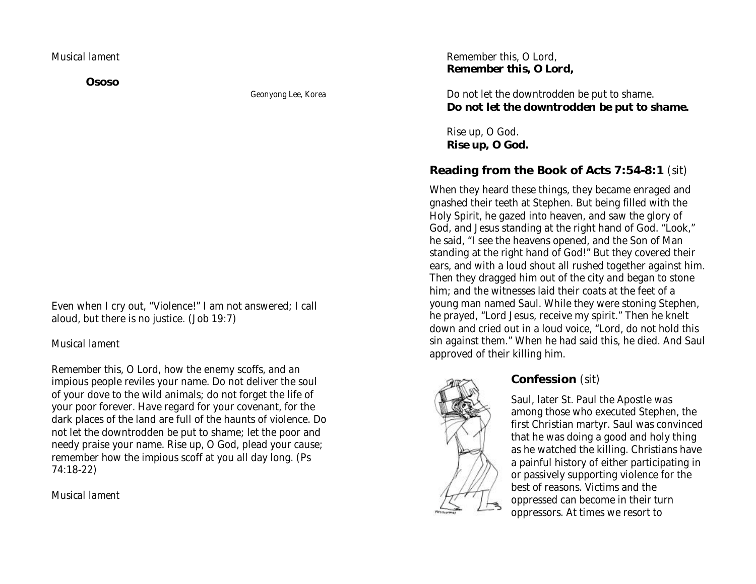*Musical lament*

**Ososo**

*Geonyong Lee, Korea*

Even when I cry out, "Violence!" I am not answered; I call aloud, but there is no justice. (Job 19:7)

*Musical lament*

Remember this, O Lord, how the enemy scoffs, and an impious people reviles your name. Do not deliver the soul of your dove to the wild animals; do not forget the life of your poor forever. Have regard for your covenant, for the dark places of the land are full of the haunts of violence. Do not let the downtrodden be put to shame; let the poor and needy praise your name. Rise up, O God, plead your cause; remember how the impious scoff at you all day long. (Ps 74:18-22)

*Musical lament*

Remember this, O Lord,
**Remember this, O Lord,**

Do not let the downtrodden be put to shame.
**Do not let the downtrodden be put to shame.**

Rise up, O God.
**Rise up, O God.**

## Reading from the Book of Acts 7:54-8:1 *(sit)*

When they heard these things, they became enraged and gnashed their teeth at Stephen. But being filled with the Holy Spirit, he gazed into heaven, and saw the glory of God, and Jesus standing at the right hand of God. "Look," he said, "I see the heavens opened, and the Son of Man standing at the right hand of God!" But they covered their ears, and with a loud shout all rushed together against him. Then they dragged him out of the city and began to stone him; and the witnesses laid their coats at the feet of a young man named Saul. While they were stoning Stephen, he prayed, "Lord Jesus, receive my spirit." Then he knelt down and cried out in a loud voice, "Lord, do not hold this sin against them." When he had said this, he died. And Saul approved of their killing him.

## Confession *(sit)*

Saul, later St. Paul the Apostle was among those who executed Stephen, the first Christian martyr. Saul was convinced that he was doing a good and holy thing as he watched the killing. Christians have a painful history of either participating in or passively supporting violence for the best of reasons. Victims and the oppressed can become in their turn oppressors. At times we resort to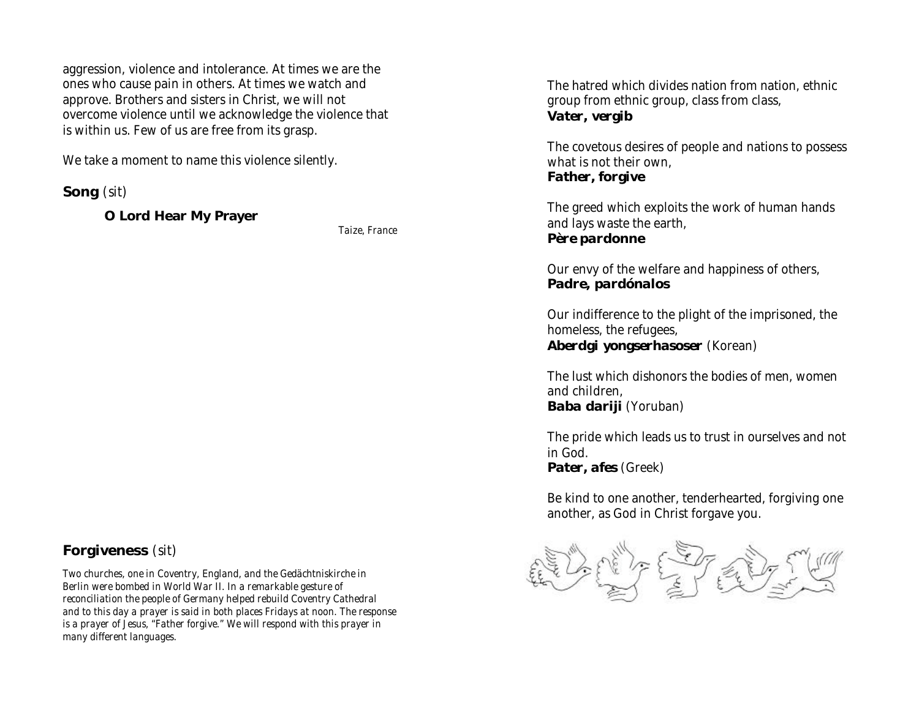aggression, violence and intolerance. At times we are the ones who cause pain in others. At times we watch and approve. Brothers and sisters in Christ, we will not overcome violence until we acknowledge the violence that is within us. Few of us are free from its grasp.

We take a moment to name this violence silently.

**Song** *(sit)*

**O Lord Hear My Prayer**

*Taize, France*

**Forgiveness** *(sit)*

*Two churches, one in Coventry, England, and the Gedächtniskirche in Berlin were bombed in World War II. In a remarkable gesture of reconciliation the people of Germany helped rebuild Coventry Cathedral and to this day a prayer is said in both places Fridays at noon. The response is a prayer of Jesus, "Father forgive." We will respond with this prayer in many different languages.*

The hatred which divides nation from nation, ethnic group from ethnic group, class from class,
**Vater, vergib**

The covetous desires of people and nations to possess what is not their own,
**Father, forgive**

The greed which exploits the work of human hands and lays waste the earth,
**Père pardonne**

Our envy of the welfare and happiness of others,
**Padre, pardónalos**

Our indifference to the plight of the imprisoned, the homeless, the refugees,
**Aberdgi yongserhasoser** (Korean)

The lust which dishonors the bodies of men, women and children,
**Baba dariji** (Yoruban)

The pride which leads us to trust in ourselves and not in God.
**Pater, afes** (Greek)

Be kind to one another, tenderhearted, forgiving one another, as God in Christ forgave you.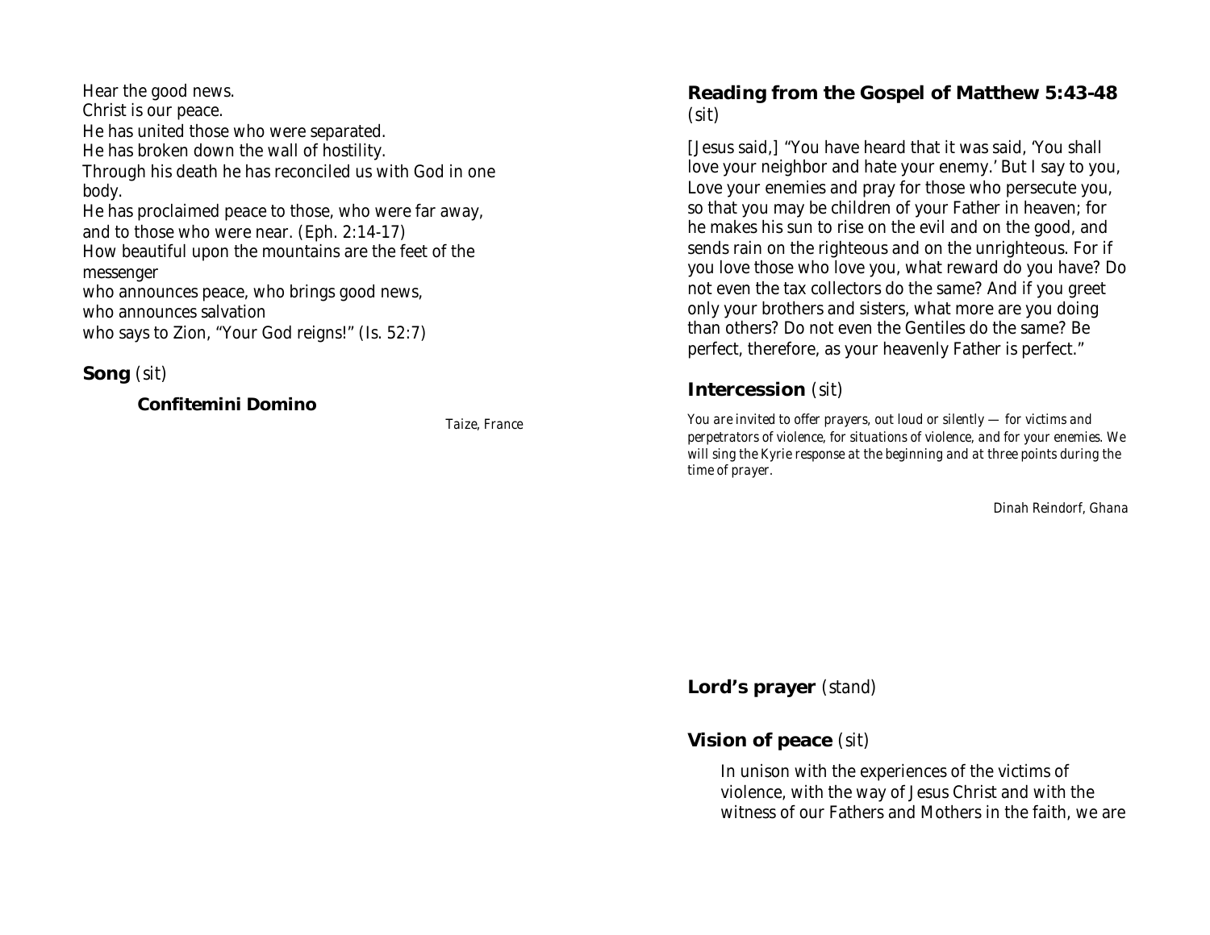Hear the good news.
Christ is our peace.
He has united those who were separated.
He has broken down the wall of hostility.
Through his death he has reconciled us with God in one body.
He has proclaimed peace to those, who were far away,
and to those who were near. (Eph. 2:14-17)
How beautiful upon the mountains are the feet of the messenger
who announces peace, who brings good news,
who announces salvation
who says to Zion, "Your God reigns!" (Is. 52:7)

**Song** *(sit)*

**Confitemini Domino**

*Taize, France*

**Reading from the Gospel of Matthew 5:43-48** *(sit)*

[Jesus said,] "You have heard that it was said, 'You shall love your neighbor and hate your enemy.' But I say to you, Love your enemies and pray for those who persecute you, so that you may be children of your Father in heaven; for he makes his sun to rise on the evil and on the good, and sends rain on the righteous and on the unrighteous. For if you love those who love you, what reward do you have? Do not even the tax collectors do the same? And if you greet only your brothers and sisters, what more are you doing than others? Do not even the Gentiles do the same? Be perfect, therefore, as your heavenly Father is perfect."

**Intercession** *(sit)*

*You are invited to offer prayers, out loud or silently — for victims and perpetrators of violence, for situations of violence, and for your enemies. We will sing the Kyrie response at the beginning and at three points during the time of prayer.*

*Dinah Reindorf, Ghana*

**Lord's prayer** *(stand)*

**Vision of peace** *(sit)*

In unison with the experiences of the victims of violence, with the way of Jesus Christ and with the witness of our Fathers and Mothers in the faith, we are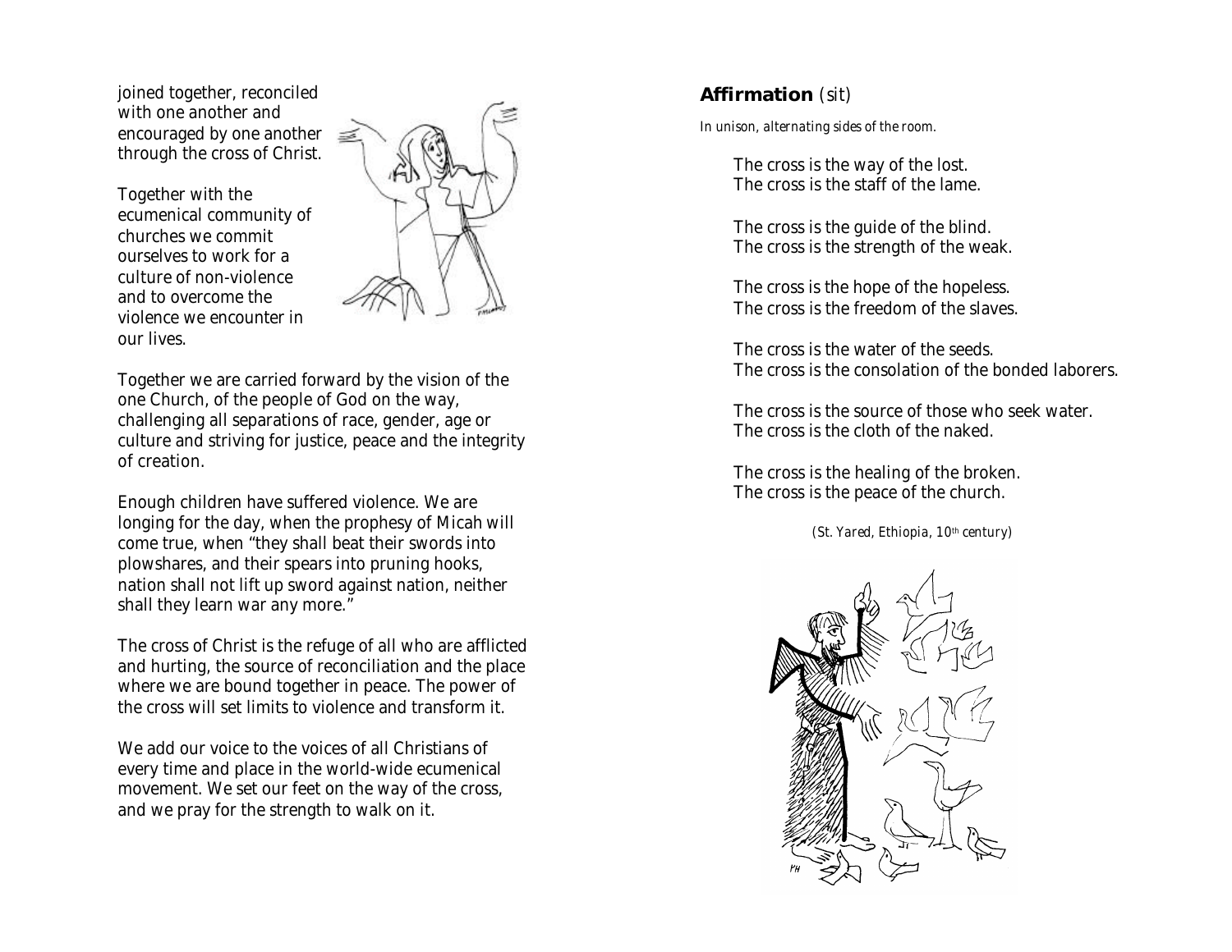joined together, reconciled with one another and encouraged by one another through the cross of Christ.

Together with the ecumenical community of churches we commit ourselves to work for a culture of non-violence and to overcome the violence we encounter in our lives.

Together we are carried forward by the vision of the one Church, of the people of God on the way, challenging all separations of race, gender, age or culture and striving for justice, peace and the integrity of creation.

Enough children have suffered violence. We are longing for the day, when the prophesy of Micah will come true, when "they shall beat their swords into plowshares, and their spears into pruning hooks, nation shall not lift up sword against nation, neither shall they learn war any more."

The cross of Christ is the refuge of all who are afflicted and hurting, the source of reconciliation and the place where we are bound together in peace. The power of the cross will set limits to violence and transform it.

We add our voice to the voices of all Christians of every time and place in the world-wide ecumenical movement. We set our feet on the way of the cross, and we pray for the strength to walk on it.

**Affirmation** *(sit)*

*In unison, alternating sides of the room.*

The cross is the way of the lost.
The cross is the staff of the lame.

The cross is the guide of the blind.
The cross is the strength of the weak.

The cross is the hope of the hopeless.
The cross is the freedom of the slaves.

The cross is the water of the seeds.
The cross is the consolation of the bonded laborers.

The cross is the source of those who seek water.
The cross is the cloth of the naked.

The cross is the healing of the broken.
The cross is the peace of the church.

*(St. Yared, Ethiopia, 10th century)*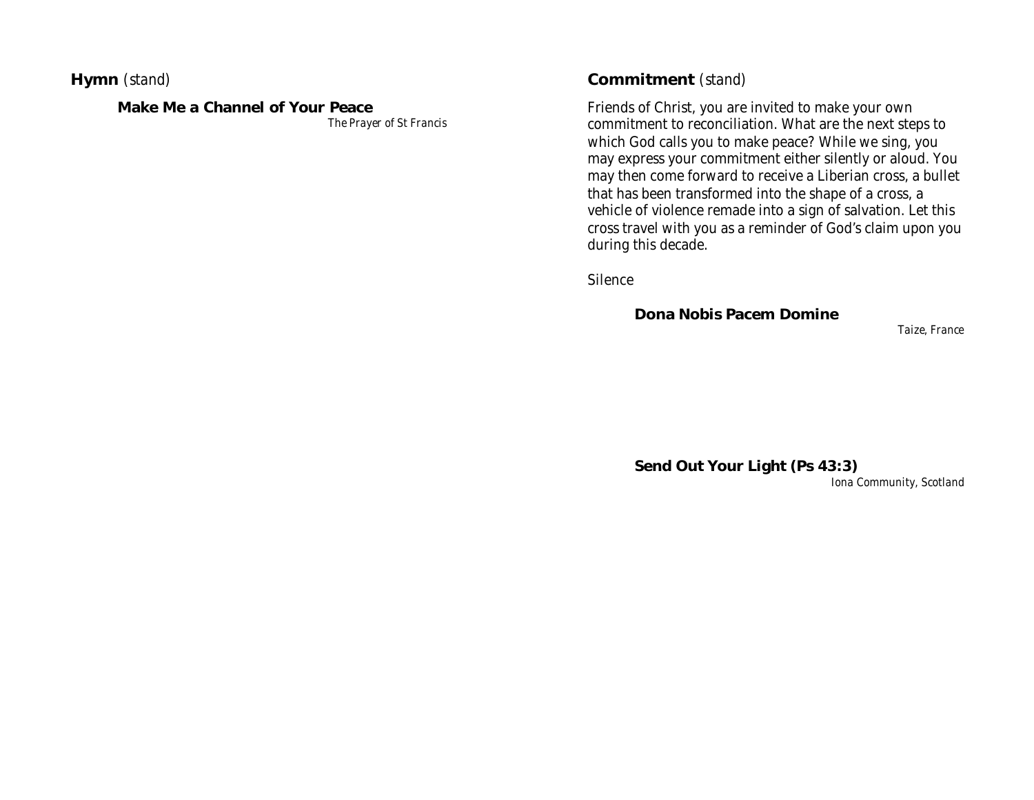**Hymn** *(stand)*

**Make Me a Channel of Your Peace**

*The Prayer of St Francis*

**Commitment** *(stand)*

Friends of Christ, you are invited to make your own commitment to reconciliation. What are the next steps to which God calls you to make peace? While we sing, you may express your commitment either silently or aloud. You may then come forward to receive a Liberian cross, a bullet that has been transformed into the shape of a cross, a vehicle of violence remade into a sign of salvation. Let this cross travel with you as a reminder of God's claim upon you during this decade.

Silence

**Dona Nobis Pacem Domine**

*Taize, France*

**Send Out Your Light (Ps 43:3)**

*Iona Community, Scotland*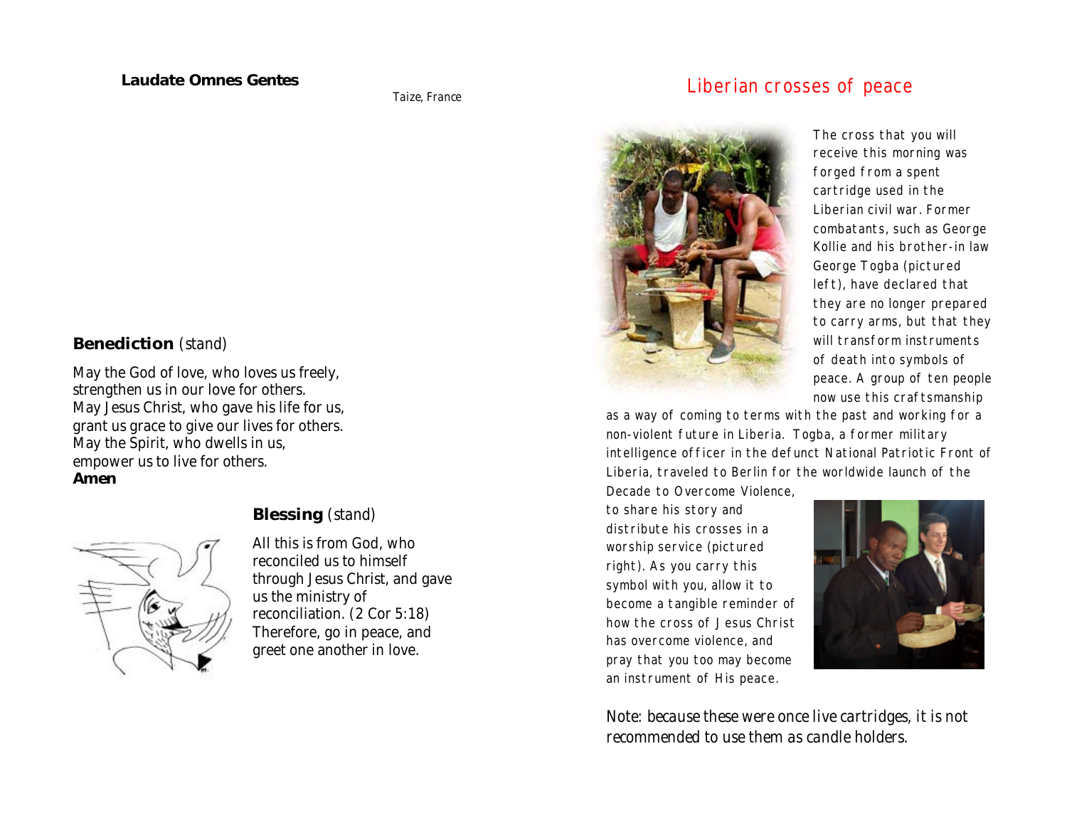**Laudate Omnes Gentes**

*Taize, France*

**Benediction** *(stand)*

May the God of love, who loves us freely,
strengthen us in our love for others.
May Jesus Christ, who gave his life for us,
grant us grace to give our lives for others.
May the Spirit, who dwells in us,
empower us to live for others.
**Amen**

**Blessing** *(stand)*

All this is from God, who reconciled us to himself through Jesus Christ, and gave us the ministry of reconciliation. (2 Cor 5:18) Therefore, go in peace, and greet one another in love.

## Liberian crosses of peace

The cross that you will receive this morning was forged from a spent cartridge used in the Liberian civil war. Former combatants, such as George Kollie and his brother-in law George Togba (pictured left), have declared that they are no longer prepared to carry arms, but that they will transform instruments of death into symbols of peace. A group of ten people now use this craftsmanship as a way of coming to terms with the past and working for a non-violent future in Liberia. Togba, a former military intelligence officer in the defunct National Patriotic Front of Liberia, traveled to Berlin for the worldwide launch of the Decade to Overcome Violence, to share his story and distribute his crosses in a worship service (pictured right). As you carry this symbol with you, allow it to become a tangible reminder of how the cross of Jesus Christ has overcome violence, and pray that you too may become an instrument of His peace.

*Note: because these were once live cartridges, it is not recommended to use them as candle holders.*